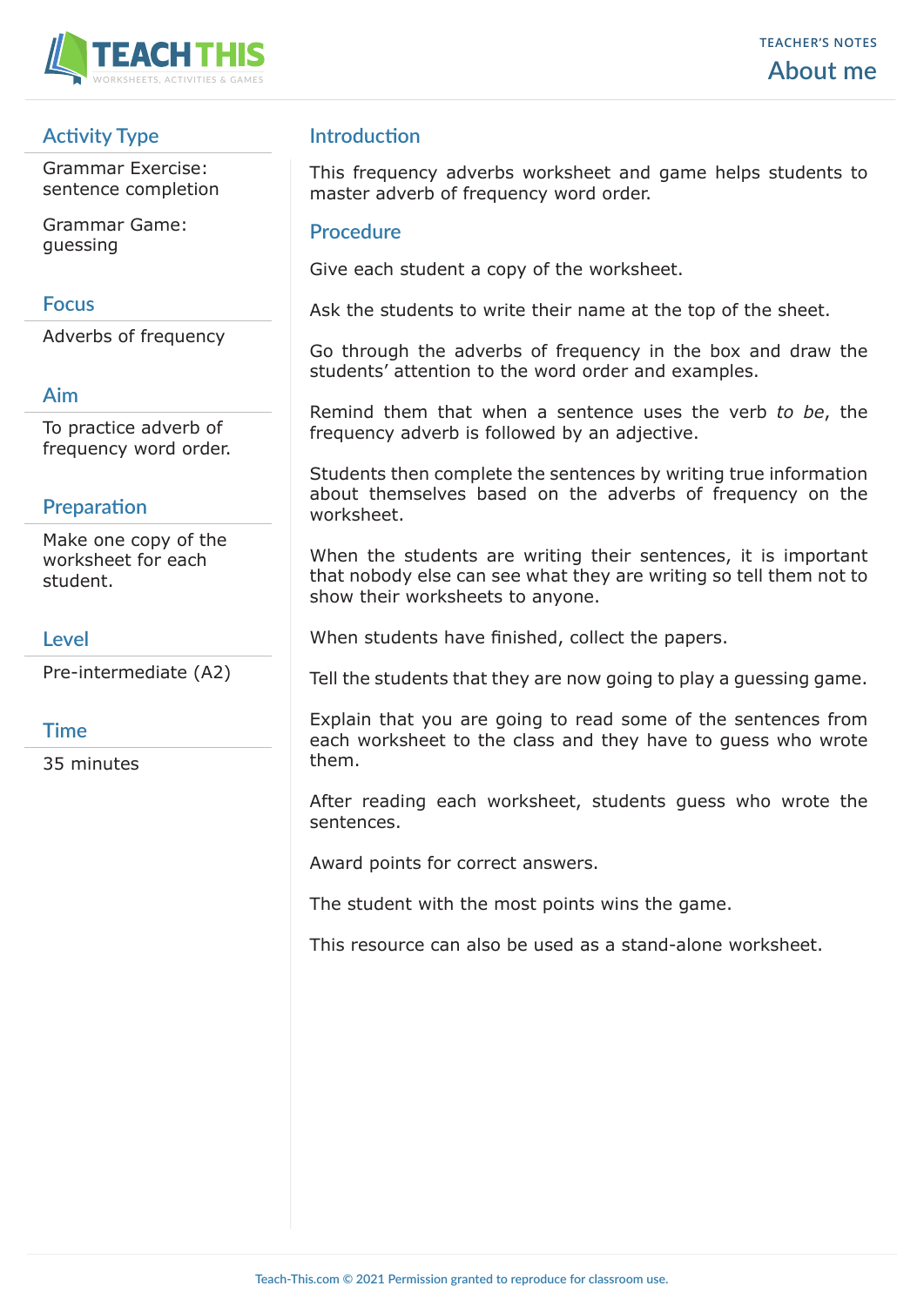TEACHER'S NOTES

# About me

## Activity Type

Grammar Exercise: sentence completion

Grammar Game: guessing

## Focus

Adverbs of frequency

## Aim

To practice adverb of frequency word order.

## Preparation

Make one copy of the worksheet for each student.

## Level

Pre-intermediate (A2)

## Time

35 minutes

## Introduction

This frequency adverbs worksheet and game helps students to master adverb of frequency word order.

## Procedure

Give each student a copy of the worksheet.

Ask the students to write their name at the top of the sheet.

Go through the adverbs of frequency in the box and draw the students' attention to the word order and examples.

Remind them that when a sentence uses the verb *to be*, the frequency adverb is followed by an adjective.

Students then complete the sentences by writing true information about themselves based on the adverbs of frequency on the worksheet.

When the students are writing their sentences, it is important that nobody else can see what they are writing so tell them not to show their worksheets to anyone.

When students have finished, collect the papers.

Tell the students that they are now going to play a guessing game.

Explain that you are going to read some of the sentences from each worksheet to the class and they have to guess who wrote them.

After reading each worksheet, students guess who wrote the sentences.

Award points for correct answers.

The student with the most points wins the game.

This resource can also be used as a stand-alone worksheet.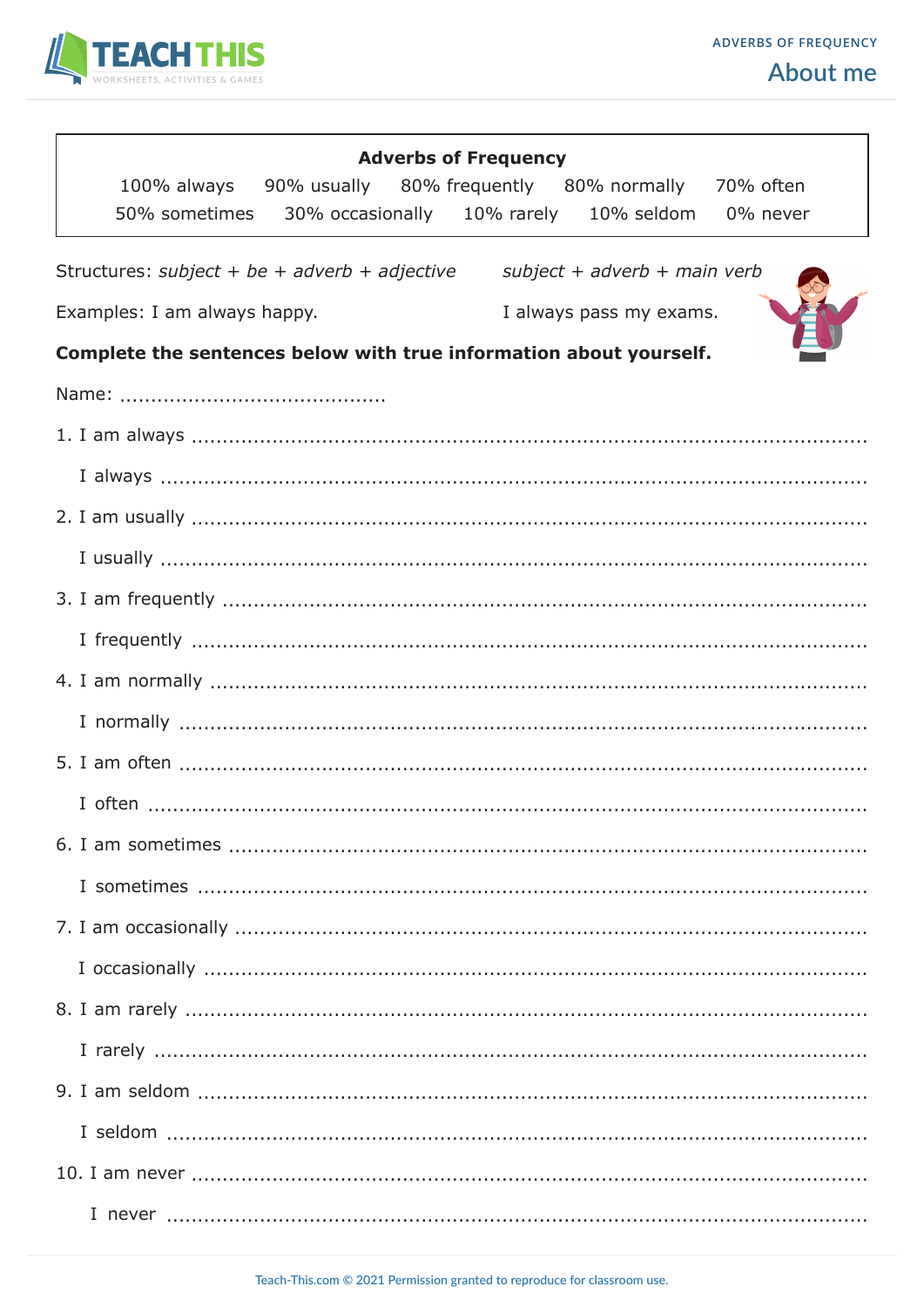## Adverbs of Frequency
## About me

**Adverbs of Frequency**

100% always 90% usually 80% frequently 80% normally 70% often
50% sometimes 30% occasionally 10% rarely 10% seldom 0% never

Structures: *subject + be + adverb + adjective* *subject + adverb + main verb*

Examples: I am always happy. I always pass my exams.

**Complete the sentences below with true information about yourself.**

Name: ..........................................

1. I am always ..........................................................................................
   I always ..........................................................................................
2. I am usually ..........................................................................................
   I usually ..........................................................................................
3. I am frequently ..........................................................................................
   I frequently ..........................................................................................
4. I am normally ..........................................................................................
   I normally ..........................................................................................
5. I am often ..........................................................................................
   I often ..........................................................................................
6. I am sometimes ..........................................................................................
   I sometimes ..........................................................................................
7. I am occasionally ..........................................................................................
   I occasionally ..........................................................................................
8. I am rarely ..........................................................................................
   I rarely ..........................................................................................
9. I am seldom ..........................................................................................
   I seldom ..........................................................................................
10. I am never ..........................................................................................
    I never ..........................................................................................

Teach-This.com © 2021 Permission granted to reproduce for classroom use.